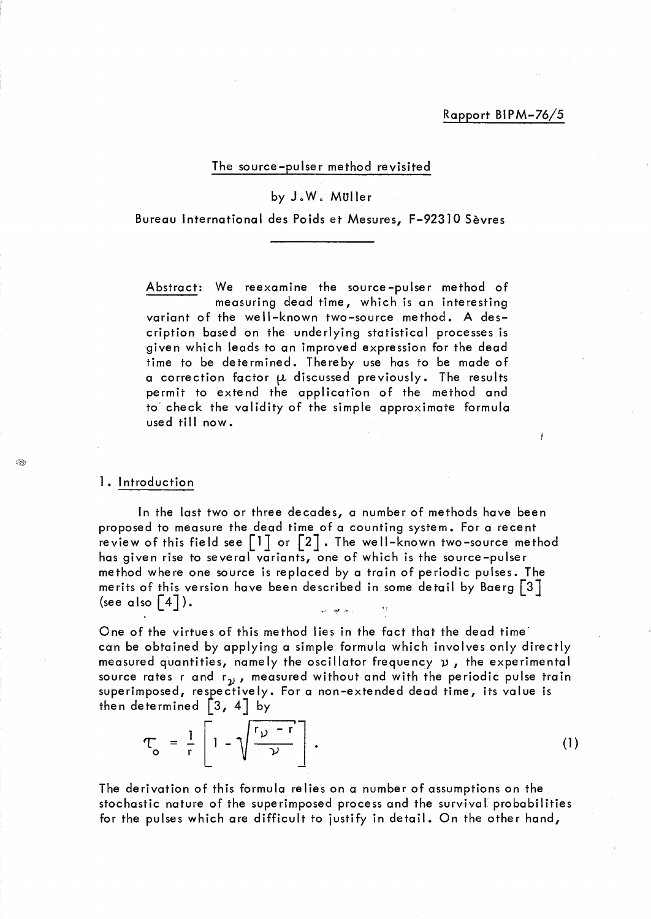Rapport BIPM-76/5

# The source-pulser method revisited

by J.W. Müller

Bureau International des Poids et Mesures, F-92310 Sèvres

Abstract: We reexamine the source-pulser method of measuring dead time, which is an interesting variant of the well-known two-source method. A description based on the underlying statistical processes is given which leads to an improved expression for the dead time to be determined. Thereby use has to be made of a correction factor $\mu$ discussed previously. The results permit to extend the application of the method and to check the validity of the simple approximate formula used till now.

## 1. Introduction

In the last two or three decades, a number of methods have been proposed to measure the dead time of a counting system. For a recent review of this field see [1] or [2]. The well-known two-source method has given rise to several variants, one of which is the source-pulser method where one source is replaced by a train of periodic pulses. The merits of this version have been described in some detail by Baerg [3] (see also [4]).

One of the virtues of this method lies in the fact that the dead time can be obtained by applying a simple formula which involves only directly measured quantities, namely the oscillator frequency $\nu$, the experimental source rates r and $r_\nu$, measured without and with the periodic pulse train superimposed, respectively. For a non-extended dead time, its value is then determined [3, 4] by

$$\tau_o = \frac{1}{r}\left[1 - \sqrt{\frac{r_\nu - r}{\nu}}\,\right]. \tag{1}$$

The derivation of this formula relies on a number of assumptions on the stochastic nature of the superimposed process and the survival probabilities for the pulses which are difficult to justify in detail. On the other hand,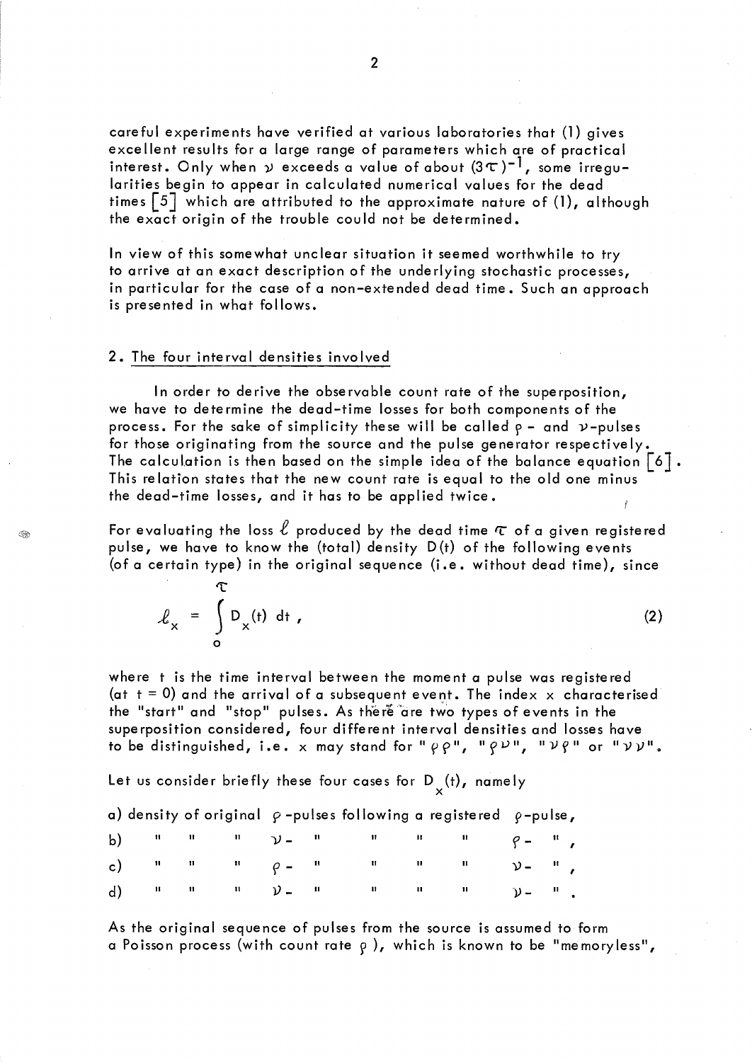careful experiments have verified at various laboratories that (1) gives excellent results for a large range of parameters which are of practical interest. Only when $\nu$ exceeds a value of about $(3\tau)^{-1}$, some irregularities begin to appear in calculated numerical values for the dead times [5] which are attributed to the approximate nature of (1), although the exact origin of the trouble could not be determined.

In view of this somewhat unclear situation it seemed worthwhile to try to arrive at an exact description of the underlying stochastic processes, in particular for the case of a non-extended dead time. Such an approach is presented in what follows.

## 2. The four interval densities involved

In order to derive the observable count rate of the superposition, we have to determine the dead-time losses for both components of the process. For the sake of simplicity these will be called $\rho$- and $\nu$-pulses for those originating from the source and the pulse generator respectively. The calculation is then based on the simple idea of the balance equation [6]. This relation states that the new count rate is equal to the old one minus the dead-time losses, and it has to be applied twice.

For evaluating the loss $\ell$ produced by the dead time $\tau$ of a given registered pulse, we have to know the (total) density $D(t)$ of the following events (of a certain type) in the original sequence (i.e. without dead time), since

$$\ell_x = \int_0^\tau D_x(t)\, dt , \tag{2}$$

where $t$ is the time interval between the moment a pulse was registered (at $t = 0$) and the arrival of a subsequent event. The index $x$ characterised the "start" and "stop" pulses. As there are two types of events in the superposition considered, four different interval densities and losses have to be distinguished, i.e. $x$ may stand for "$\rho\rho$", "$\rho\nu$", "$\nu\rho$" or "$\nu\nu$".

Let us consider briefly these four cases for $D_x(t)$, namely

a) density of original $\rho$-pulses following a registered $\rho$-pulse,
b) " " " $\nu$- " " " " $\rho$- " ,
c) " " " $\rho$- " " " " $\nu$- " ,
d) " " " $\nu$- " " " " $\nu$- " .

As the original sequence of pulses from the source is assumed to form a Poisson process (with count rate $\rho$), which is known to be "memoryless",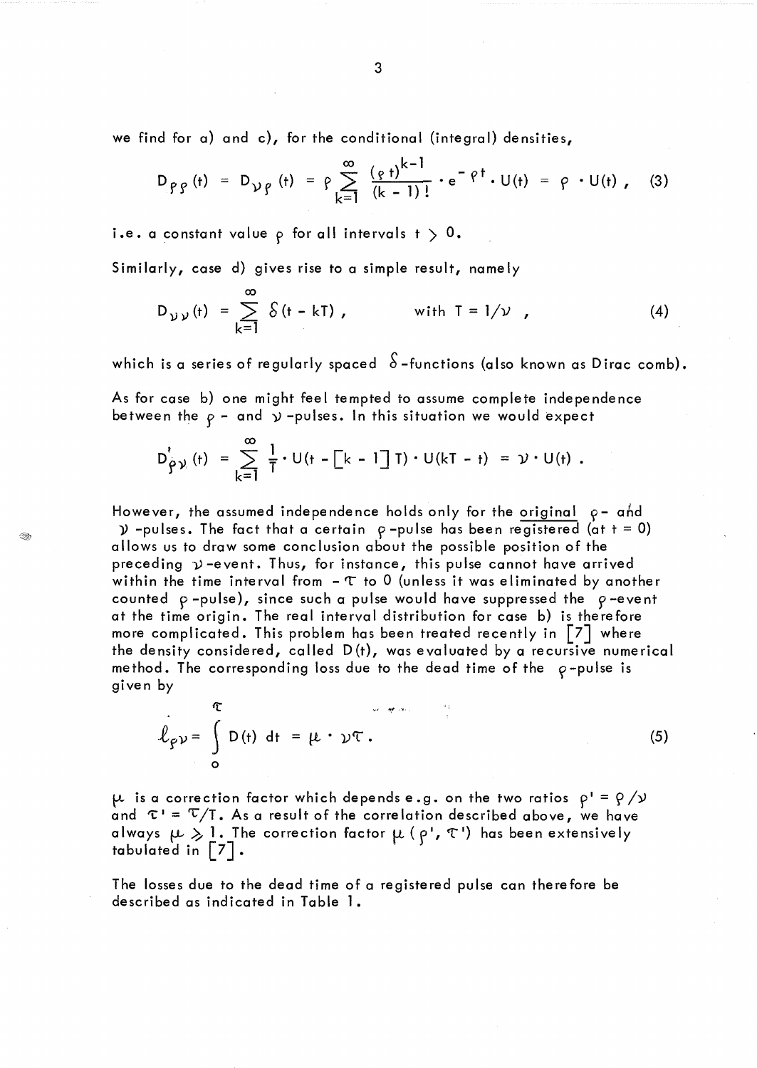we find for a) and c), for the conditional (integral) densities,

$$D_{\rho\rho}(t) = D_{\nu\rho}(t) = \rho \sum_{k=1}^{\infty} \frac{(\rho t)^{k-1}}{(k-1)!} \cdot e^{-\rho t} \cdot U(t) = \rho \cdot U(t), \quad (3)$$

i.e. a constant value $\rho$ for all intervals $t > 0$.

Similarly, case d) gives rise to a simple result, namely

$$D_{\nu\nu}(t) = \sum_{k=1}^{\infty} \delta(t - kT), \qquad \text{with } T = 1/\nu, \quad (4)$$

which is a series of regularly spaced $\delta$-functions (also known as Dirac comb).

As for case b) one might feel tempted to assume complete independence between the $\rho$- and $\nu$-pulses. In this situation we would expect

$$D'_{\rho\nu}(t) = \sum_{k=1}^{\infty} \frac{1}{T} \cdot U(t - [k-1]T) \cdot U(kT - t) = \nu \cdot U(t).$$

However, the assumed independence holds only for the <u>original</u> $\rho$- and $\nu$-pulses. The fact that a certain $\rho$-pulse has been <u>registered</u> (at $t = 0$) allows us to draw some conclusion about the possible position of the preceding $\nu$-event. Thus, for instance, this pulse cannot have arrived within the time interval from $-\tau$ to 0 (unless it was eliminated by another counted $\rho$-pulse), since such a pulse would have suppressed the $\rho$-event at the time origin. The real interval distribution for case b) is therefore more complicated. This problem has been treated recently in [7] where the density considered, called $D(t)$, was evaluated by a recursive numerical method. The corresponding loss due to the dead time of the $\rho$-pulse is given by

$$\ell_{\rho\nu} = \int_0^{\tau} D(t)\, dt = \mu \cdot \nu\tau. \quad (5)$$

$\mu$ is a correction factor which depends e.g. on the two ratios $\rho' = \rho/\nu$ and $\tau' = \tau/T$. As a result of the correlation described above, we have always $\mu \geqslant 1$. The correction factor $\mu(\rho', \tau')$ has been extensively tabulated in [7].

The losses due to the dead time of a registered pulse can therefore be described as indicated in Table 1.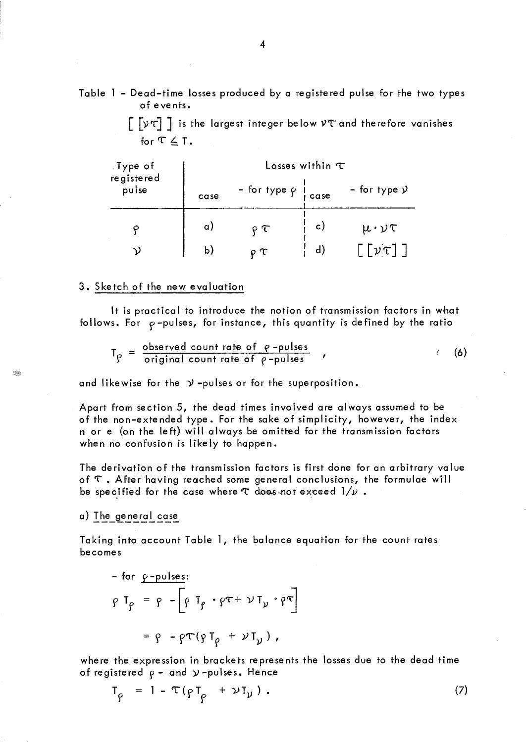Table 1 - Dead-time losses produced by a registered pulse for the two types of events.

$[[\nu\tau]]$ is the largest integer below $\nu\tau$ and therefore vanishes for $\tau \leq T$.

| Type of registered pulse | Losses within $\tau$ | | | |
|---|---|---|---|---|
| | case | - for type $\rho$ | case | - for type $\nu$ |
| $\rho$ | a) | $\rho\tau$ | c) | $\mu \cdot \nu\tau$ |
| $\nu$ | b) | $\rho\tau$ | d) | $[[\nu\tau]]$ |

## 3. Sketch of the new evaluation

It is practical to introduce the notion of transmission factors in what follows. For $\rho$-pulses, for instance, this quantity is defined by the ratio

$$T_\rho = \frac{\text{observed count rate of } \rho\text{-pulses}}{\text{original count rate of } \rho\text{-pulses}} \quad , \tag{6}$$

and likewise for the $\nu$-pulses or for the superposition.

Apart from section 5, the dead times involved are always assumed to be of the non-extended type. For the sake of simplicity, however, the index n or e (on the left) will always be omitted for the transmission factors when no confusion is likely to happen.

The derivation of the transmission factors is first done for an arbitrary value of $\tau$. After having reached some general conclusions, the formulae will be specified for the case where $\tau$ does not exceed $1/\nu$.

### a) The general case

Taking into account Table 1, the balance equation for the count rates becomes

- for $\rho$-pulses:

$$\rho T_\rho = \rho - \left[\rho T_\rho \cdot \rho\tau + \nu T_\nu \cdot \rho\tau\right]$$

$$= \rho - \rho\tau(\rho T_\rho + \nu T_\nu) ,$$

where the expression in brackets represents the losses due to the dead time of registered $\rho$- and $\nu$-pulses. Hence

$$T_\rho = 1 - \tau(\rho T_\rho + \nu T_\nu) . \tag{7}$$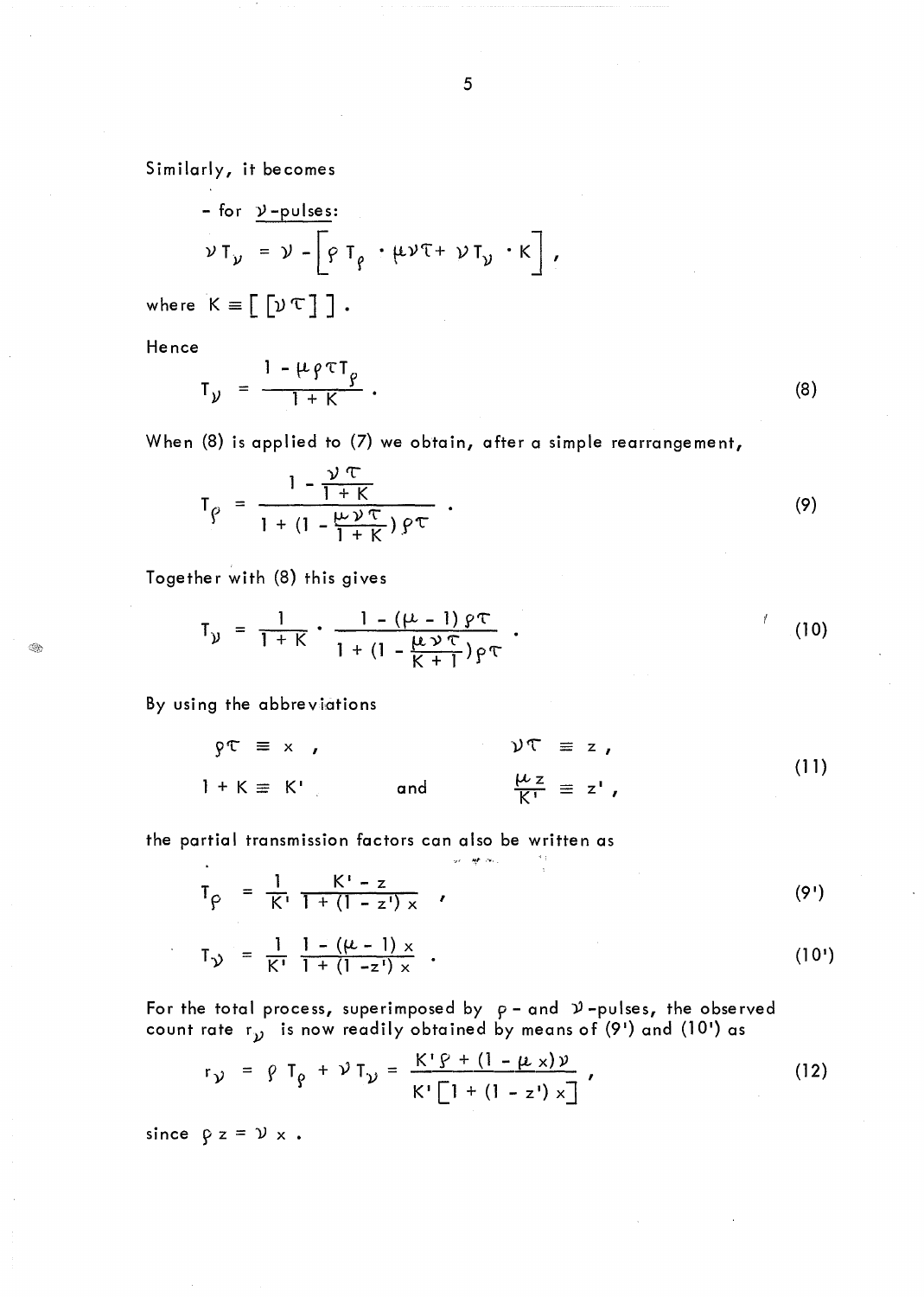Similarly, it becomes

- for $\nu$-pulses:

$$\nu T_\nu = \nu - \left[ \rho T_\rho \cdot \mu\nu\tau + \nu T_\nu \cdot K \right] ,$$

where $K \equiv [ [\nu\tau] ]$ .

Hence

$$T_\nu = \frac{1 - \mu\rho\tau T_\rho}{1 + K} . \tag{8}$$

When (8) is applied to (7) we obtain, after a simple rearrangement,

$$T_\rho = \frac{1 - \frac{\nu\tau}{1 + K}}{1 + (1 - \frac{\mu\nu\tau}{1 + K})\rho\tau} . \tag{9}$$

Together with (8) this gives

$$T_\nu = \frac{1}{1 + K} \cdot \frac{1 - (\mu - 1)\rho\tau}{1 + (1 - \frac{\mu\nu\tau}{K + 1})\rho\tau} . \tag{10}$$

By using the abbreviations

$$\rho\tau \equiv x , \qquad \nu\tau \equiv z ,$$
$$1 + K \equiv K' \qquad \text{and} \qquad \frac{\mu z}{K'} \equiv z' , \tag{11}$$

the partial transmission factors can also be written as

$$T_\rho = \frac{1}{K'} \frac{K' - z}{1 + (1 - z')x} , \tag{9'}$$

$$T_\nu = \frac{1}{K'} \frac{1 - (\mu - 1)x}{1 + (1 - z')x} . \tag{10'}$$

For the total process, superimposed by $\rho$- and $\nu$-pulses, the observed count rate $r_\nu$ is now readily obtained by means of (9') and (10') as

$$r_\nu = \rho T_\rho + \nu T_\nu = \frac{K'\rho + (1 - \mu x)\nu}{K'[1 + (1 - z')x]} , \tag{12}$$

since $\rho z = \nu x$ .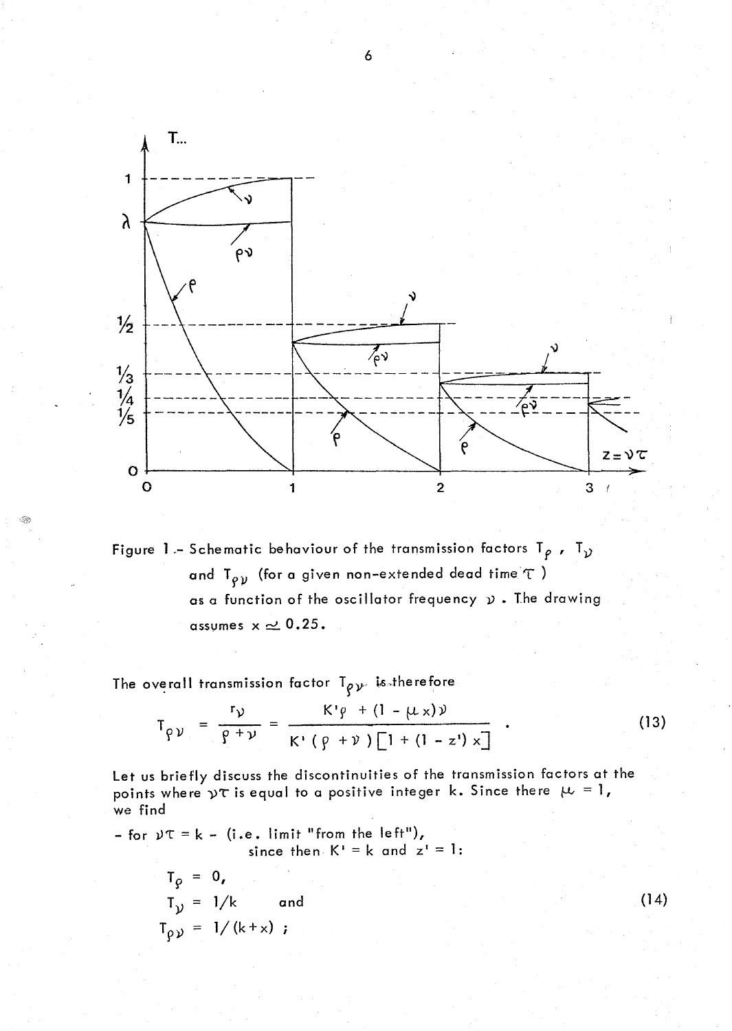Figure 1.- Schematic behaviour of the transmission factors $T_\rho$ , $T_\nu$ and $T_{\rho\nu}$ (for a given non-extended dead time $\tau$ ) as a function of the oscillator frequency $\nu$ . The drawing assumes $x \simeq 0.25$.

The overall transmission factor $T_{\rho\nu}$ is therefore

$$T_{\rho\nu} = \frac{r_\nu}{\rho + \nu} = \frac{K'\rho + (1 - \mu x)\nu}{K'(\rho + \nu)\left[1 + (1 - z')x\right]} . \tag{13}$$

Let us briefly discuss the discontinuities of the transmission factors at the points where $\nu\tau$ is equal to a positive integer k. Since there $\mu = 1$, we find

- for $\nu\tau = k -$ (i.e. limit "from the left"), since then $K' = k$ and $z' = 1$:

$$T_\rho = 0,$$
$$T_\nu = 1/k \quad \text{and} \tag{14}$$
$$T_{\rho\nu} = 1/(k+x) ;$$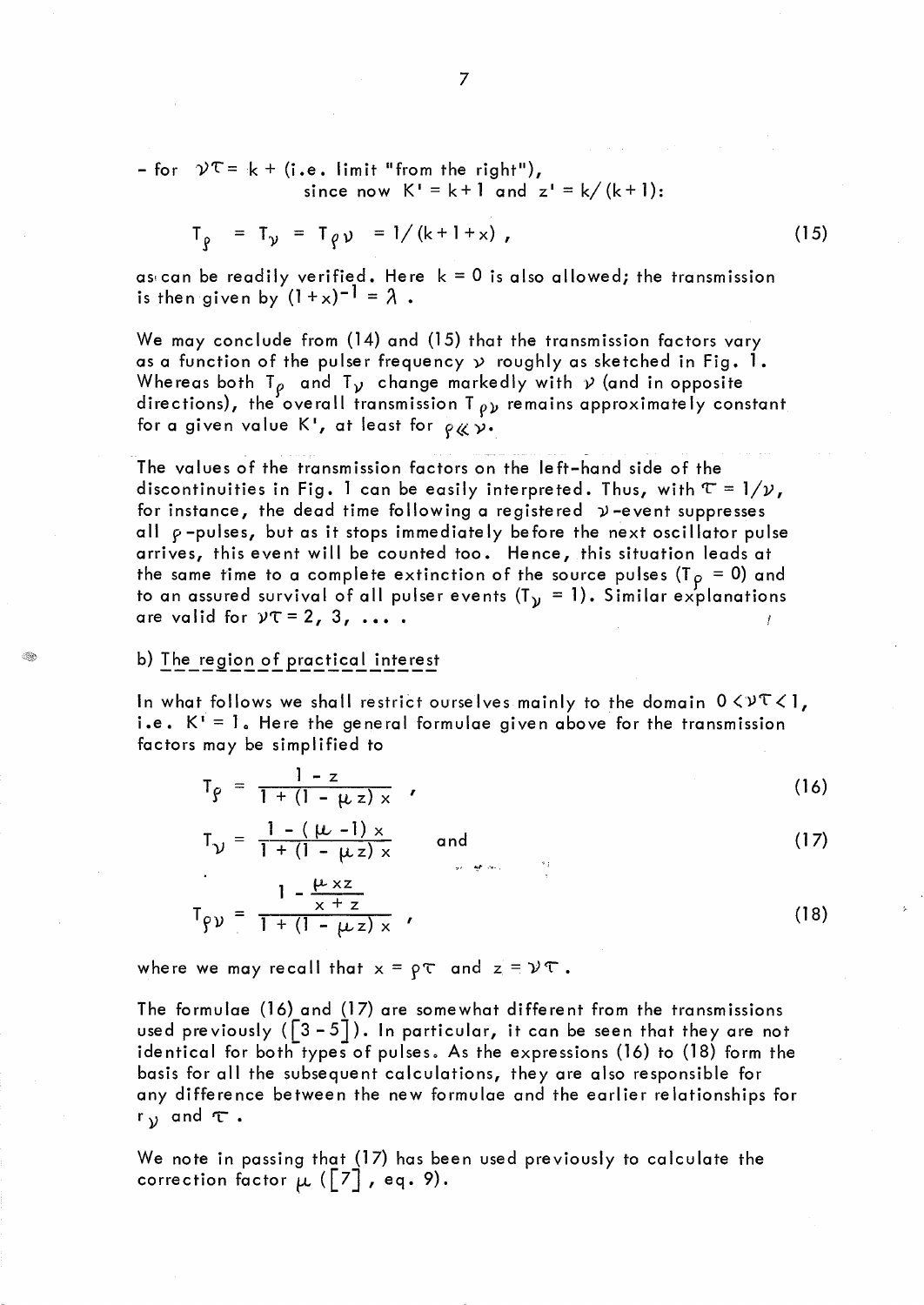- for $\nu\tau = k+$ (i.e. limit "from the right"), since now $K' = k+1$ and $z' = k/(k+1)$:

$$T_\rho = T_\nu = T_{\rho\nu} = 1/(k+1+x)\ , \tag{15}$$

as can be readily verified. Here $k = 0$ is also allowed; the transmission is then given by $(1+x)^{-1} = \lambda$ .

We may conclude from (14) and (15) that the transmission factors vary as a function of the pulser frequency $\nu$ roughly as sketched in Fig. 1. Whereas both $T_\rho$ and $T_\nu$ change markedly with $\nu$ (and in opposite directions), the overall transmission $T_{\rho\nu}$ remains approximately constant for a given value $K'$, at least for $\rho \ll \nu$.

The values of the transmission factors on the left-hand side of the discontinuities in Fig. 1 can be easily interpreted. Thus, with $\tau = 1/\nu$, for instance, the dead time following a registered $\nu$-event suppresses all $\rho$-pulses, but as it stops immediately before the next oscillator pulse arrives, this event will be counted too. Hence, this situation leads at the same time to a complete extinction of the source pulses ($T_\rho = 0$) and to an assured survival of all pulser events ($T_\nu = 1$). Similar explanations are valid for $\nu\tau = 2, 3, \ldots$ .

### b) The region of practical interest

In what follows we shall restrict ourselves mainly to the domain $0 < \nu\tau < 1$, i.e. $K' = 1$. Here the general formulae given above for the transmission factors may be simplified to

$$T_\rho = \frac{1 - z}{1 + (1 - \mu z)\, x}\ , \tag{16}$$

$$T_\nu = \frac{1 - (\mu - 1)\, x}{1 + (1 - \mu z)\, x} \quad \text{and} \tag{17}$$

$$T_{\rho\nu} = \frac{1 - \frac{\mu x z}{x + z}}{1 + (1 - \mu z)\, x}\ , \tag{18}$$

where we may recall that $x = \rho\tau$ and $z = \nu\tau$ .

The formulae (16) and (17) are somewhat different from the transmissions used previously ([3 - 5]). In particular, it can be seen that they are not identical for both types of pulses. As the expressions (16) to (18) form the basis for all the subsequent calculations, they are also responsible for any difference between the new formulae and the earlier relationships for $r_\nu$ and $\tau$ .

We note in passing that (17) has been used previously to calculate the correction factor $\mu$ ([7], eq. 9).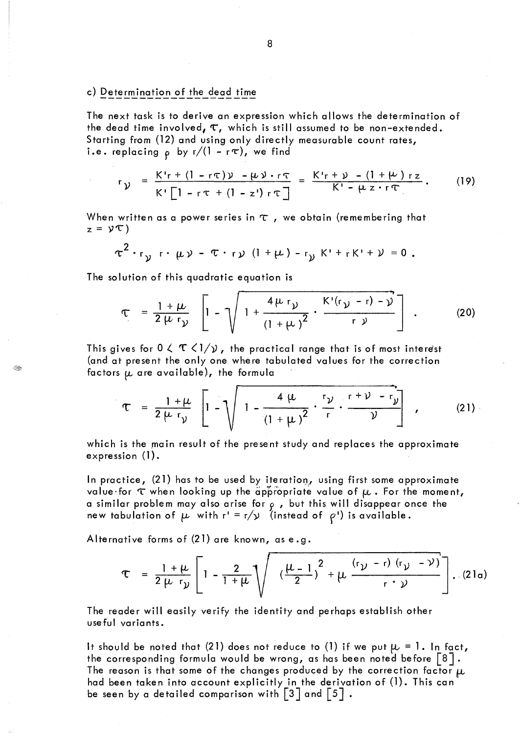### c) Determination of the dead time

The next task is to derive an expression which allows the determination of the dead time involved, $\tau$, which is still assumed to be non-extended. Starting from (12) and using only directly measurable count rates, i.e. replacing $\rho$ by $r/(1 - r\tau)$, we find

$$r_{\nu} = \frac{K'r + (1 - r\tau)\nu - \mu\nu \cdot r\tau}{K'\left[1 - r\tau + (1 - z')\, r\tau\right]} = \frac{K'r + \nu - (1 + \mu)\, rz}{K' - \mu z \cdot r\tau} . \tag{19}$$

When written as a power series in $\tau$, we obtain (remembering that $z = \nu\tau$)

$$\tau^2 \cdot r_{\nu}\, r \cdot \mu\nu - \tau \cdot r\nu\, (1 + \mu) - r_{\nu} K' + rK' + \nu = 0 .$$

The solution of this quadratic equation is

$$\tau = \frac{1 + \mu}{2\mu\, r_{\nu}} \left[ 1 - \sqrt{1 + \frac{4\mu\, r_{\nu}}{(1 + \mu)^2} \cdot \frac{K'(r_{\nu} - r) - \nu}{r\,\nu}} \right] . \tag{20}$$

This gives for $0 < \tau < 1/\nu$, the practical range that is of most interest (and at present the only one where tabulated values for the correction factors $\mu$ are available), the formula

$$\tau = \frac{1 + \mu}{2\mu\, r_{\nu}} \left[ 1 - \sqrt{1 - \frac{4\mu}{(1 + \mu)^2} \cdot \frac{r_{\nu}}{r} \cdot \frac{r + \nu - r_{\nu}}{\nu}} \right] , \tag{21}$$

which is the main result of the present study and replaces the approximate expression (1).

In practice, (21) has to be used by iteration, using first some approximate value for $\tau$ when looking up the appropriate value of $\mu$. For the moment, a similar problem may also arise for $\rho$, but this will disappear once the new tabulation of $\mu$ with $r' = r/\nu$ (instead of $\rho'$) is available.

Alternative forms of (21) are known, as e.g.

$$\tau = \frac{1 + \mu}{2\mu\, r_{\nu}} \left[ 1 - \frac{2}{1 + \mu} \sqrt{\left(\frac{\mu - 1}{2}\right)^2 + \mu\, \frac{(r_{\nu} - r)\,(r_{\nu} - \nu)}{r \cdot \nu}} \right] . \tag{21a}$$

The reader will easily verify the identity and perhaps establish other useful variants.

It should be noted that (21) does not reduce to (1) if we put $\mu = 1$. In fact, the corresponding formula would be wrong, as has been noted before [8]. The reason is that some of the changes produced by the correction factor $\mu$ had been taken into account explicitly in the derivation of (1). This can be seen by a detailed comparison with [3] and [5].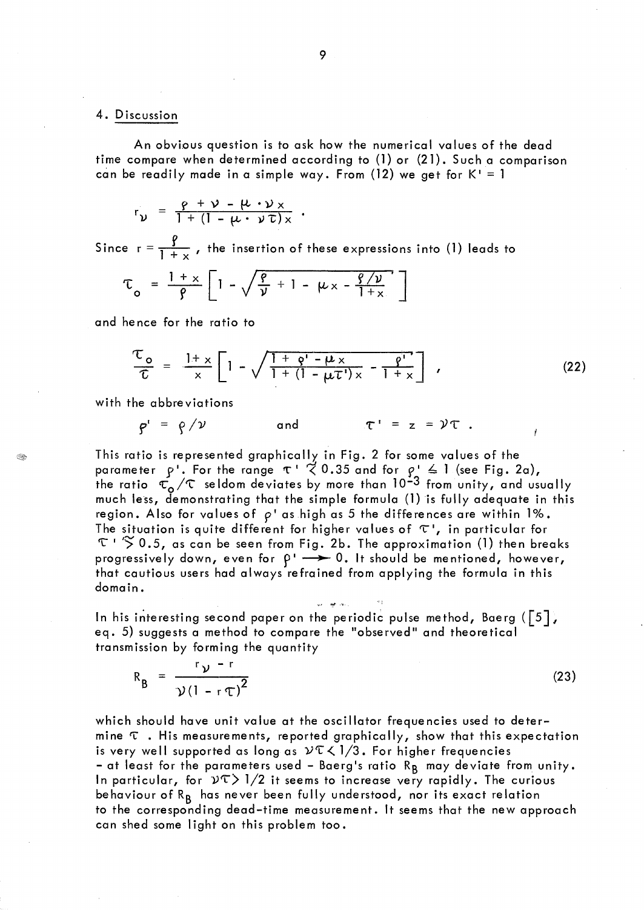## 4. Discussion

An obvious question is to ask how the numerical values of the dead time compare when determined according to (1) or (21). Such a comparison can be readily made in a simple way. From (12) we get for $K' = 1$

$$r_\nu = \frac{\rho + \nu - \mu \cdot \nu x}{1 + (1 - \mu \cdot \nu\tau)x} .$$

Since $r = \frac{\rho}{1+x}$, the insertion of these expressions into (1) leads to

$$\tau_o = \frac{1+x}{\rho}\left[1 - \sqrt{\frac{\rho}{\nu} + 1 - \mu x - \frac{\rho/\nu}{1+x}}\,\right]$$

and hence for the ratio to

$$\frac{\tau_o}{\tau} = \frac{1+x}{x}\left[1 - \sqrt{\frac{1 + \rho' - \mu x}{1 + (1 - \mu\tau')x} - \frac{\rho'}{1+x}}\,\right] , \tag{22}$$

with the abbreviations

$$\rho' = \rho/\nu \qquad \text{and} \qquad \tau' = z = \nu\tau .$$

This ratio is represented graphically in Fig. 2 for some values of the parameter $\rho'$. For the range $\tau' \lessapprox 0.35$ and for $\rho' \leq 1$ (see Fig. 2a), the ratio $\tau_o/\tau$ seldom deviates by more than $10^{-3}$ from unity, and usually much less, demonstrating that the simple formula (1) is fully adequate in this region. Also for values of $\rho'$ as high as 5 the differences are within 1%. The situation is quite different for higher values of $\tau'$, in particular for $\tau' \gtrapprox 0.5$, as can be seen from Fig. 2b. The approximation (1) then breaks progressively down, even for $\rho' \longrightarrow 0$. It should be mentioned, however, that cautious users had always refrained from applying the formula in this domain.

In his interesting second paper on the periodic pulse method, Baerg ([5], eq. 5) suggests a method to compare the "observed" and theoretical transmission by forming the quantity

$$R_B = \frac{r_\nu - r}{\nu(1 - r\tau)^2} \tag{23}$$

which should have unit value at the oscillator frequencies used to determine $\tau$. His measurements, reported graphically, show that this expectation is very well supported as long as $\nu\tau < 1/3$. For higher frequencies – at least for the parameters used – Baerg's ratio $R_B$ may deviate from unity. In particular, for $\nu\tau > 1/2$ it seems to increase very rapidly. The curious behaviour of $R_B$ has never been fully understood, nor its exact relation to the corresponding dead-time measurement. It seems that the new approach can shed some light on this problem too.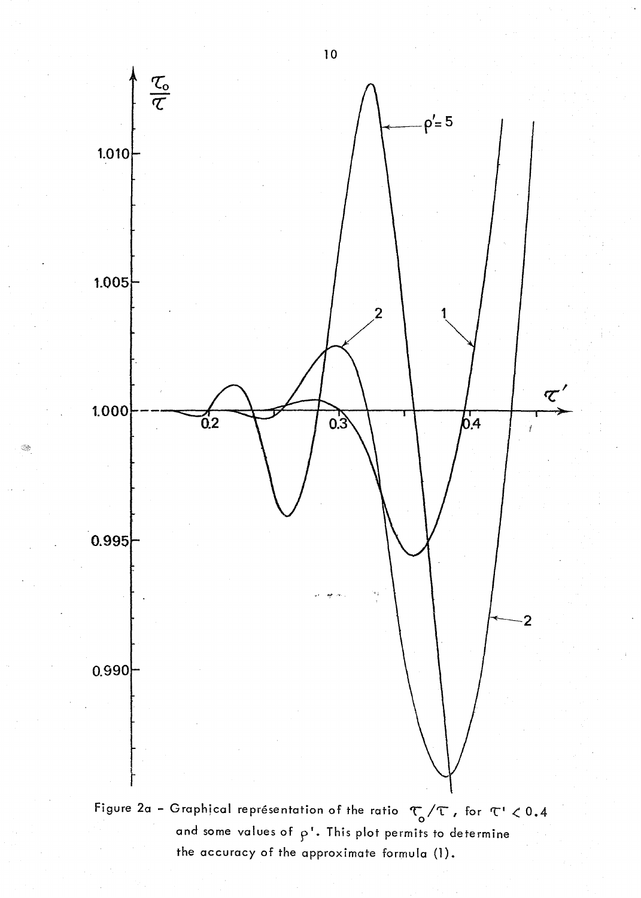Figure 2a - Graphical représentation of the ratio $\tau_o/\tau$, for $\tau' < 0.4$ and some values of $\rho'$. This plot permits to determine the accuracy of the approximate formula (1).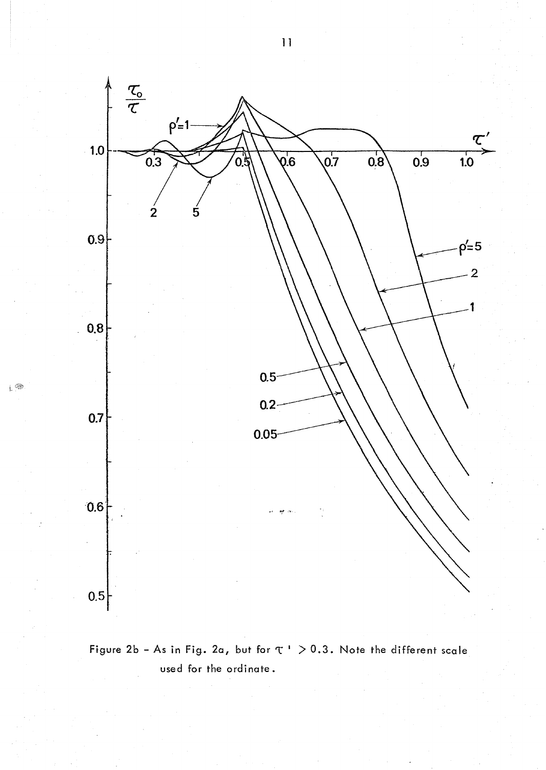Figure 2b - As in Fig. 2a, but for $\tau' > 0.3$. Note the different scale used for the ordinate.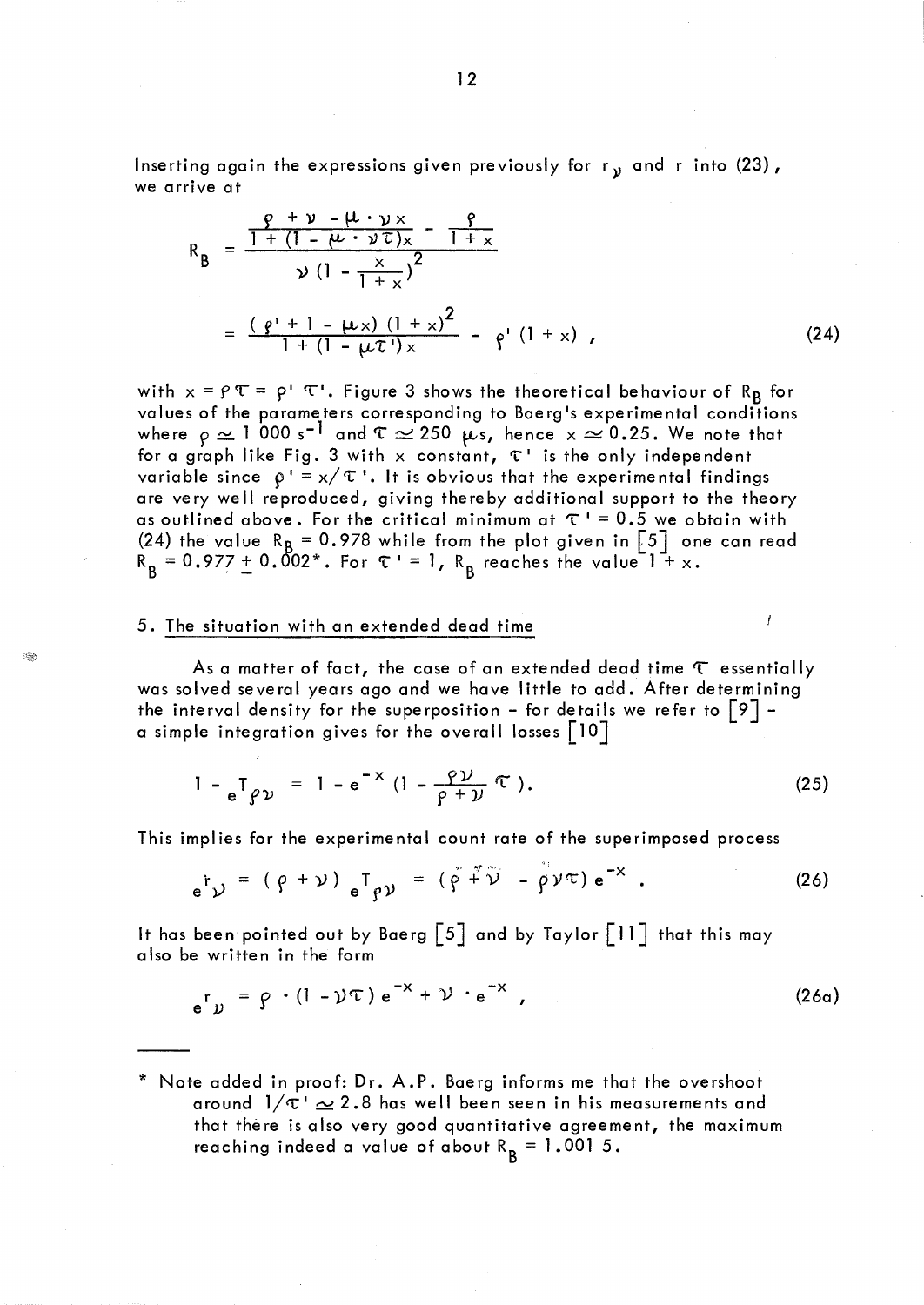Inserting again the expressions given previously for $r_\nu$ and $r$ into (23), we arrive at

$$R_B = \frac{\frac{\rho + \nu - \mu \cdot \nu x}{1 + (1 - \mu \cdot \nu \tau)x} - \frac{\rho}{1+x}}{\nu \left(1 - \frac{x}{1+x}\right)^2}$$

$$= \frac{(\rho' + 1 - \mu x)(1+x)^2}{1 + (1 - \mu \tau')x} - \rho'(1+x) \,, \tag{24}$$

with $x = \rho\tau = \rho'\tau'$. Figure 3 shows the theoretical behaviour of $R_B$ for values of the parameters corresponding to Baerg's experimental conditions where $\rho \simeq 1\,000\ s^{-1}$ and $\tau \simeq 250\ \mu s$, hence $x \simeq 0.25$. We note that for a graph like Fig. 3 with $x$ constant, $\tau'$ is the only independent variable since $\rho' = x/\tau'$. It is obvious that the experimental findings are very well reproduced, giving thereby additional support to the theory as outlined above. For the critical minimum at $\tau' = 0.5$ we obtain with (24) the value $R_B = 0.978$ while from the plot given in [5] one can read $R_B = 0.977 \pm 0.002$*. For $\tau' = 1$, $R_B$ reaches the value $1 + x$.

## 5. The situation with an extended dead time

As a matter of fact, the case of an extended dead time $\tau$ essentially was solved several years ago and we have little to add. After determining the interval density for the superposition - for details we refer to [9] - a simple integration gives for the overall losses [10]

$$1 - {}_eT_{\rho\nu} = 1 - e^{-x}\left(1 - \frac{\rho\nu}{\rho + \nu}\tau\right). \tag{25}$$

This implies for the experimental count rate of the superimposed process

$${}_er_\nu = (\rho + \nu)\,{}_eT_{\rho\nu} = (\rho + \nu - \rho\nu\tau)\,e^{-x} \,. \tag{26}$$

It has been pointed out by Baerg [5] and by Taylor [11] that this may also be written in the form

$${}_er_\nu = \rho \cdot (1 - \nu\tau)\,e^{-x} + \nu \cdot e^{-x} \,, \tag{26a}$$

---

\* Note added in proof: Dr. A.P. Baerg informs me that the overshoot around $1/\tau' \simeq 2.8$ has well been seen in his measurements and that there is also very good quantitative agreement, the maximum reaching indeed a value of about $R_B = 1.001\,5$.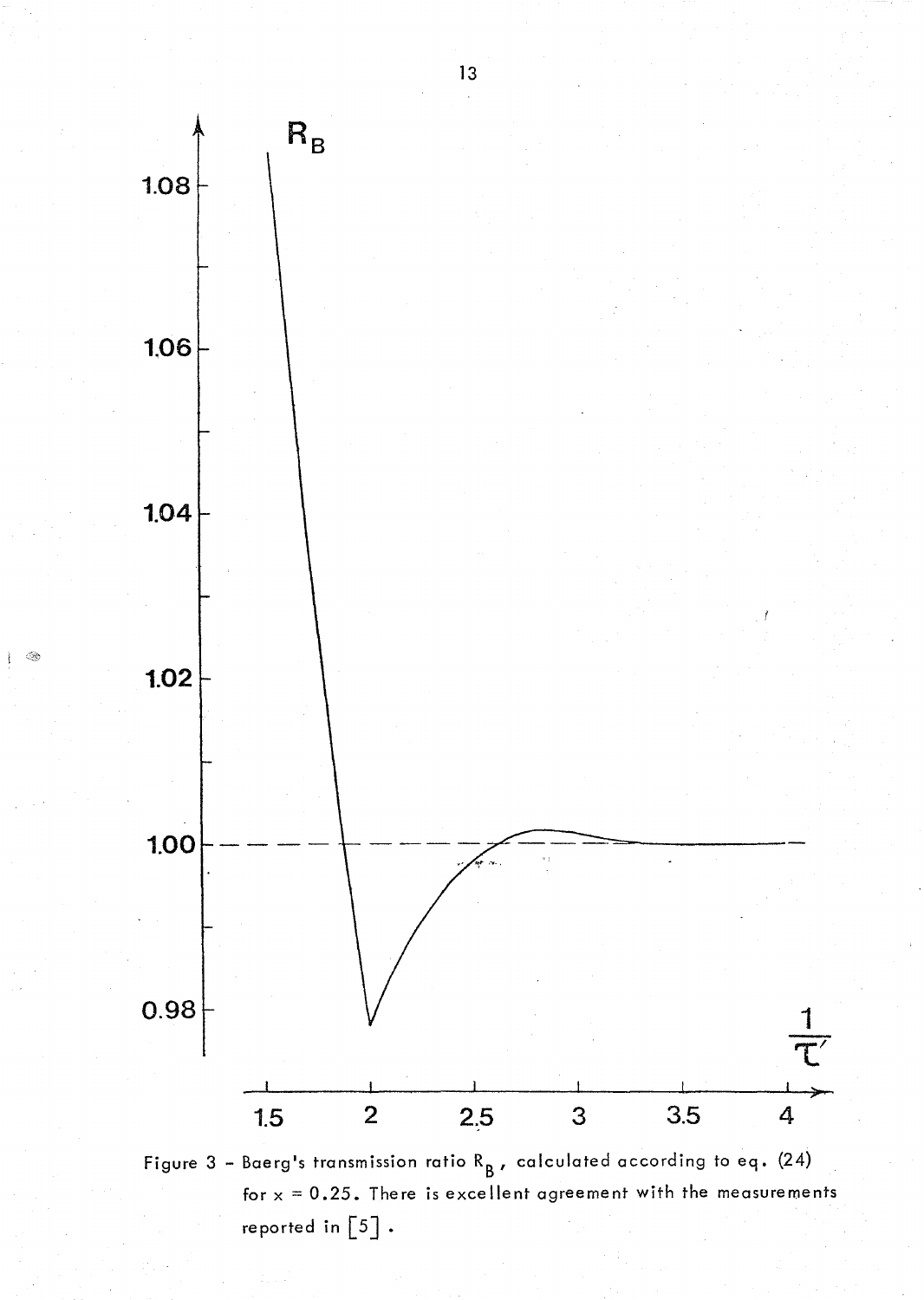Figure 3 - Baerg's transmission ratio $R_B$, calculated according to eq. (24) for $x = 0.25$. There is excellent agreement with the measurements reported in [5].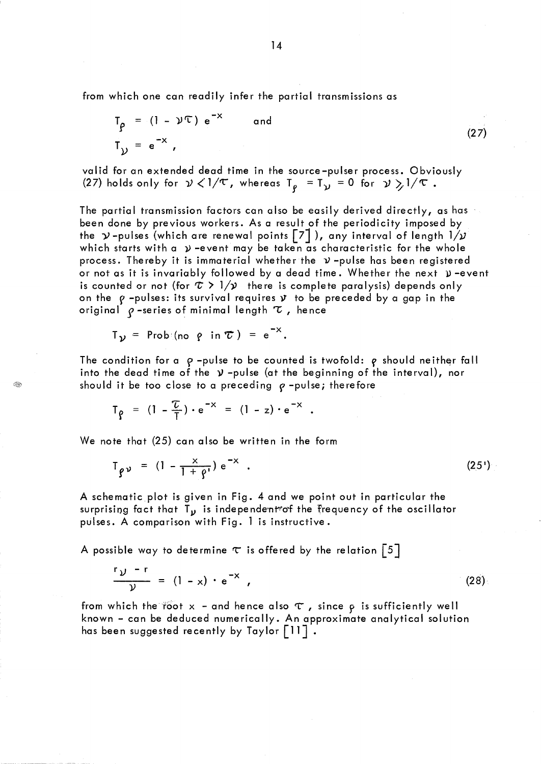from which one can readily infer the partial transmissions as

$$T_\rho = (1 - \nu\tau)\, e^{-x} \quad \text{and}$$
$$T_\nu = e^{-x}\,, \tag{27}$$

valid for an extended dead time in the source-pulser process. Obviously (27) holds only for $\nu < 1/\tau$, whereas $T_\rho = T_\nu = 0$ for $\nu \geq 1/\tau$.

The partial transmission factors can also be easily derived directly, as has been done by previous workers. As a result of the periodicity imposed by the $\nu$-pulses (which are renewal points [7]), any interval of length $1/\nu$ which starts with a $\nu$-event may be taken as characteristic for the whole process. Thereby it is immaterial whether the $\nu$-pulse has been registered or not as it is invariably followed by a dead time. Whether the next $\nu$-event is counted or not (for $\tau > 1/\nu$ there is complete paralysis) depends only on the $\rho$-pulses: its survival requires $\nu$ to be preceded by a gap in the original $\rho$-series of minimal length $\tau$, hence

$$T_\nu = \text{Prob}\,(\text{no } \rho \text{ in } \tau) = e^{-x}.$$

The condition for a $\rho$-pulse to be counted is twofold: $\rho$ should neither fall into the dead time of the $\nu$-pulse (at the beginning of the interval), nor should it be too close to a preceding $\rho$-pulse; therefore

$$T_\rho = (1 - \frac{\tau}{T}) \cdot e^{-x} = (1 - z) \cdot e^{-x}\,.$$

We note that (25) can also be written in the form

$$T_{\rho\nu} = (1 - \frac{x}{1 + \rho'})\, e^{-x}\,. \tag{25'}$$

A schematic plot is given in Fig. 4 and we point out in particular the surprising fact that $T_\nu$ is independent of the frequency of the oscillator pulses. A comparison with Fig. 1 is instructive.

A possible way to determine $\tau$ is offered by the relation [5]

$$\frac{r_\nu - r}{\nu} = (1 - x) \cdot e^{-x}\,, \tag{28}$$

from which the root $x$ – and hence also $\tau$, since $\rho$ is sufficiently well known – can be deduced numerically. An approximate analytical solution has been suggested recently by Taylor [11].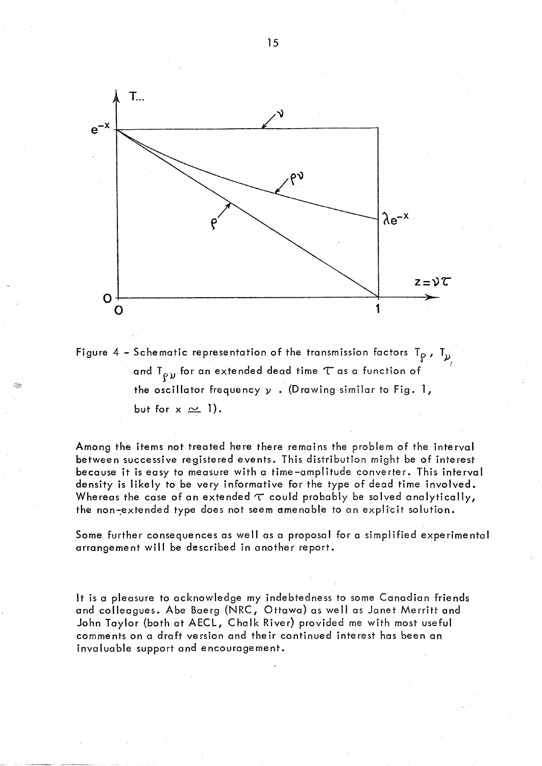Figure 4 - Schematic representation of the transmission factors $T_\rho$, $T_\nu$, and $T_{\rho\nu}$ for an extended dead time $\tau$ as a function of the oscillator frequency $\nu$. (Drawing similar to Fig. 1, but for $x \simeq 1$).

Among the items not treated here there remains the problem of the interval between successive registered events. This distribution might be of interest because it is easy to measure with a time-amplitude converter. This interval density is likely to be very informative for the type of dead time involved. Whereas the case of an extended $\tau$ could probably be solved analytically, the non-extended type does not seem amenable to an explicit solution.

Some further consequences as well as a proposal for a simplified experimental arrangement will be described in another report.

It is a pleasure to acknowledge my indebtedness to some Canadian friends and colleagues. Abe Baerg (NRC, Ottawa) as well as Janet Merritt and John Taylor (both at AECL, Chalk River) provided me with most useful comments on a draft version and their continued interest has been an invaluable support and encouragement.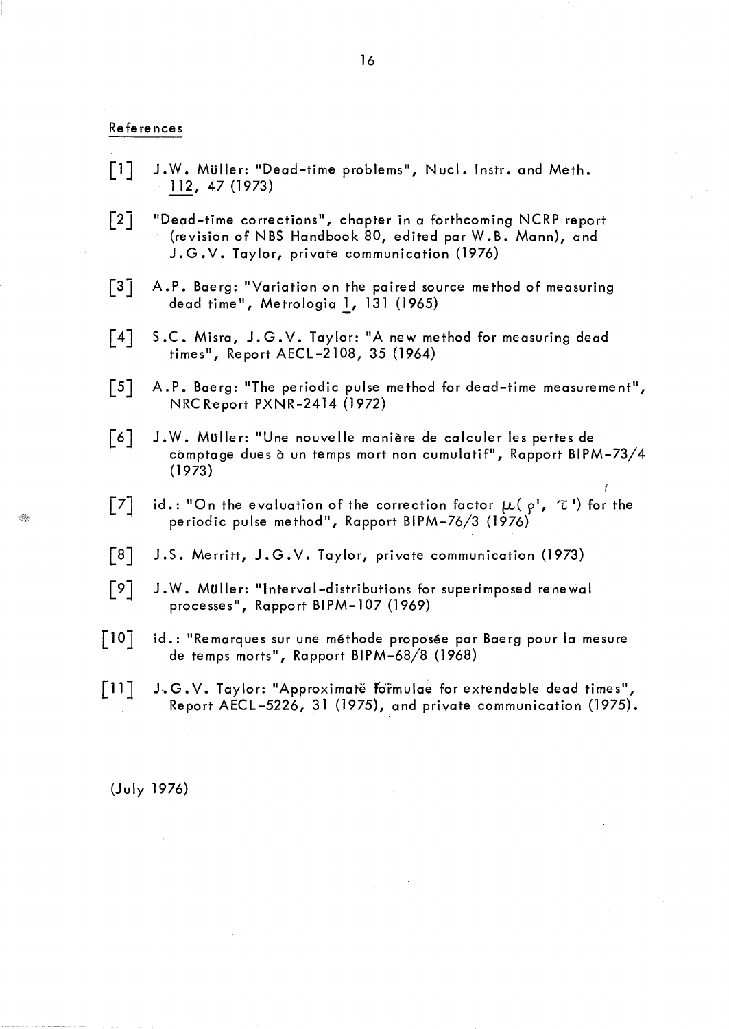## References

[1] J.W. Müller: "Dead-time problems", Nucl. Instr. and Meth. 112, 47 (1973)

[2] "Dead-time corrections", chapter in a forthcoming NCRP report (revision of NBS Handbook 80, edited par W.B. Mann), and J.G.V. Taylor, private communication (1976)

[3] A.P. Baerg: "Variation on the paired source method of measuring dead time", Metrologia 1, 131 (1965)

[4] S.C. Misra, J.G.V. Taylor: "A new method for measuring dead times", Report AECL-2108, 35 (1964)

[5] A.P. Baerg: "The periodic pulse method for dead-time measurement", NRC Report PXNR-2414 (1972)

[6] J.W. Müller: "Une nouvelle manière de calculer les pertes de comptage dues à un temps mort non cumulatif", Rapport BIPM-73/4 (1973)

[7] id.: "On the evaluation of the correction factor $\mu(\rho', \tau')$ for the periodic pulse method", Rapport BIPM-76/3 (1976)

[8] J.S. Merritt, J.G.V. Taylor, private communication (1973)

[9] J.W. Müller: "Interval-distributions for superimposed renewal processes", Rapport BIPM-107 (1969)

[10] id.: "Remarques sur une méthode proposée par Baerg pour la mesure de temps morts", Rapport BIPM-68/8 (1968)

[11] J.G.V. Taylor: "Approximate formulae for extendable dead times", Report AECL-5226, 31 (1975), and private communication (1975).

(July 1976)